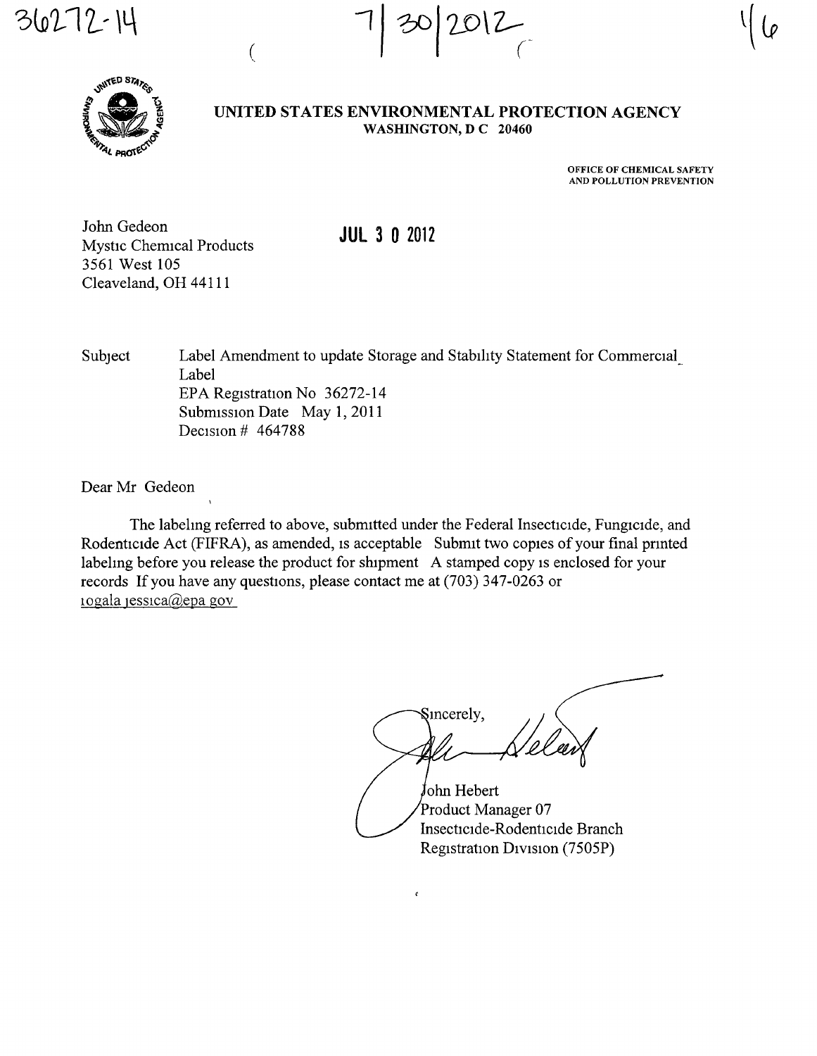36272-14

7/30/2012

1/6

# UNITED STATES ENVIRONMENTAL PROTECTION AGENCY
WASHINGTON, D C 20460

OFFICE OF CHEMICAL SAFETY
AND POLLUTION PREVENTION

John Gedeon
Mystic Chemical Products
3561 West 105
Cleaveland, OH 44111

JUL 3 0 2012

Subject Label Amendment to update Storage and Stability Statement for Commercial Label
EPA Registration No 36272-14
Submission Date May 1, 2011
Decision # 464788

Dear Mr Gedeon

The labeling referred to above, submitted under the Federal Insecticide, Fungicide, and Rodenticide Act (FIFRA), as amended, is acceptable Submit two copies of your final printed labeling before you release the product for shipment A stamped copy is enclosed for your records If you have any questions, please contact me at (703) 347-0263 or iogala jessica@epa gov

Sincerely,

John Hebert
Product Manager 07
Insecticide-Rodenticide Branch
Registration Division (7505P)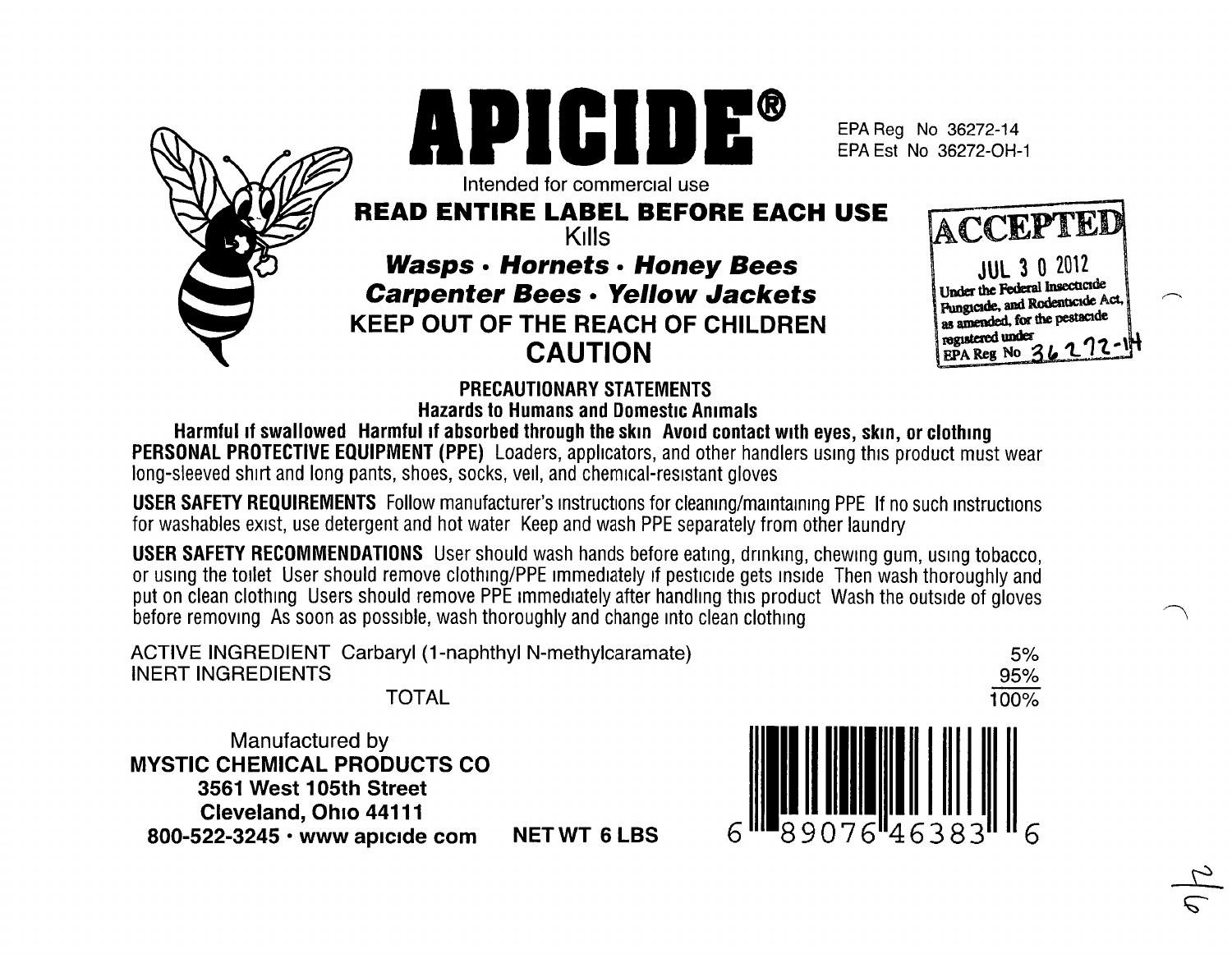# APICIDE®

EPA Reg No 36272-14
EPA Est No 36272-OH-1

Intended for commercial use

**READ ENTIRE LABEL BEFORE EACH USE**

Kills

***Wasps • Hornets • Honey Bees***
***Carpenter Bees • Yellow Jackets***

**KEEP OUT OF THE REACH OF CHILDREN**

**CAUTION**

ACCEPTED
JUL 3 0 2012
Under the Federal Insecticide Fungicide, and Rodenticide Act, as amended, for the pesticide registered under EPA Reg No 36272-14

**PRECAUTIONARY STATEMENTS**

**Hazards to Humans and Domestic Animals**

**Harmful if swallowed Harmful if absorbed through the skin Avoid contact with eyes, skin, or clothing**

**PERSONAL PROTECTIVE EQUIPMENT (PPE)** Loaders, applicators, and other handlers using this product must wear long-sleeved shirt and long pants, shoes, socks, veil, and chemical-resistant gloves

**USER SAFETY REQUIREMENTS** Follow manufacturer's instructions for cleaning/maintaining PPE If no such instructions for washables exist, use detergent and hot water Keep and wash PPE separately from other laundry

**USER SAFETY RECOMMENDATIONS** User should wash hands before eating, drinking, chewing gum, using tobacco, or using the toilet User should remove clothing/PPE immediately if pesticide gets inside Then wash thoroughly and put on clean clothing Users should remove PPE immediately after handling this product Wash the outside of gloves before removing As soon as possible, wash thoroughly and change into clean clothing

| | |
|---|---|
| ACTIVE INGREDIENT Carbaryl (1-naphthyl N-methylcaramate) | 5% |
| INERT INGREDIENTS | 95% |
| TOTAL | 100% |

Manufactured by
**MYSTIC CHEMICAL PRODUCTS CO**
**3561 West 105th Street**
**Cleveland, Ohio 44111**
**800-522-3245 • www apicide com**

**NET WT 6 LBS**

6 89076 46383 6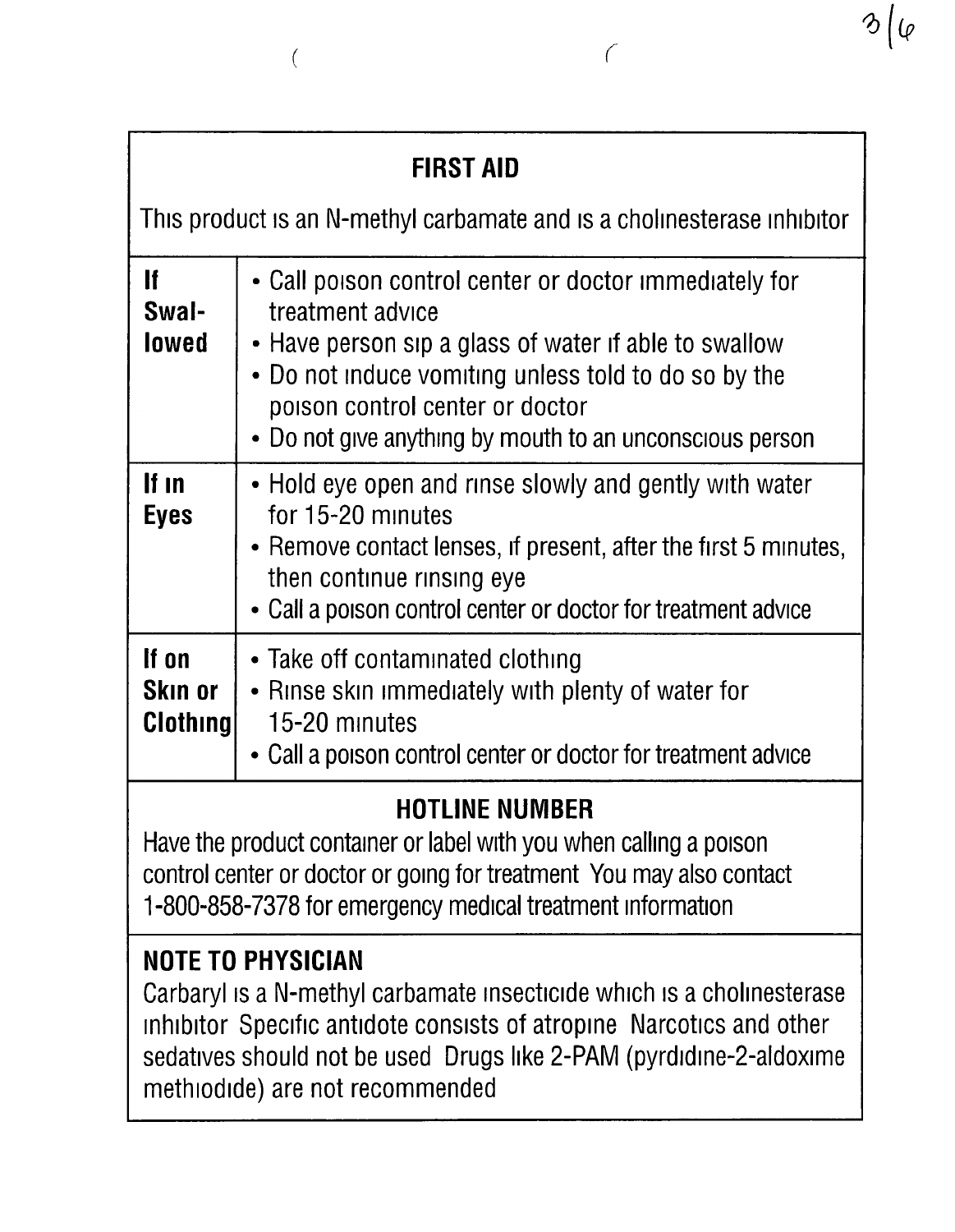## FIRST AID

This product is an N-methyl carbamate and is a cholinesterase inhibitor

| | |
|---|---|
| **If Swallowed** | • Call poison control center or doctor immediately for treatment advice<br>• Have person sip a glass of water if able to swallow<br>• Do not induce vomiting unless told to do so by the poison control center or doctor<br>• Do not give anything by mouth to an unconscious person |
| **If in Eyes** | • Hold eye open and rinse slowly and gently with water for 15-20 minutes<br>• Remove contact lenses, if present, after the first 5 minutes, then continue rinsing eye<br>• Call a poison control center or doctor for treatment advice |
| **If on Skin or Clothing** | • Take off contaminated clothing<br>• Rinse skin immediately with plenty of water for 15-20 minutes<br>• Call a poison control center or doctor for treatment advice |

## HOTLINE NUMBER

Have the product container or label with you when calling a poison control center or doctor or going for treatment You may also contact 1-800-858-7378 for emergency medical treatment information

## NOTE TO PHYSICIAN

Carbaryl is a N-methyl carbamate insecticide which is a cholinesterase inhibitor Specific antidote consists of atropine Narcotics and other sedatives should not be used Drugs like 2-PAM (pyrdidine-2-aldoxime methiodide) are not recommended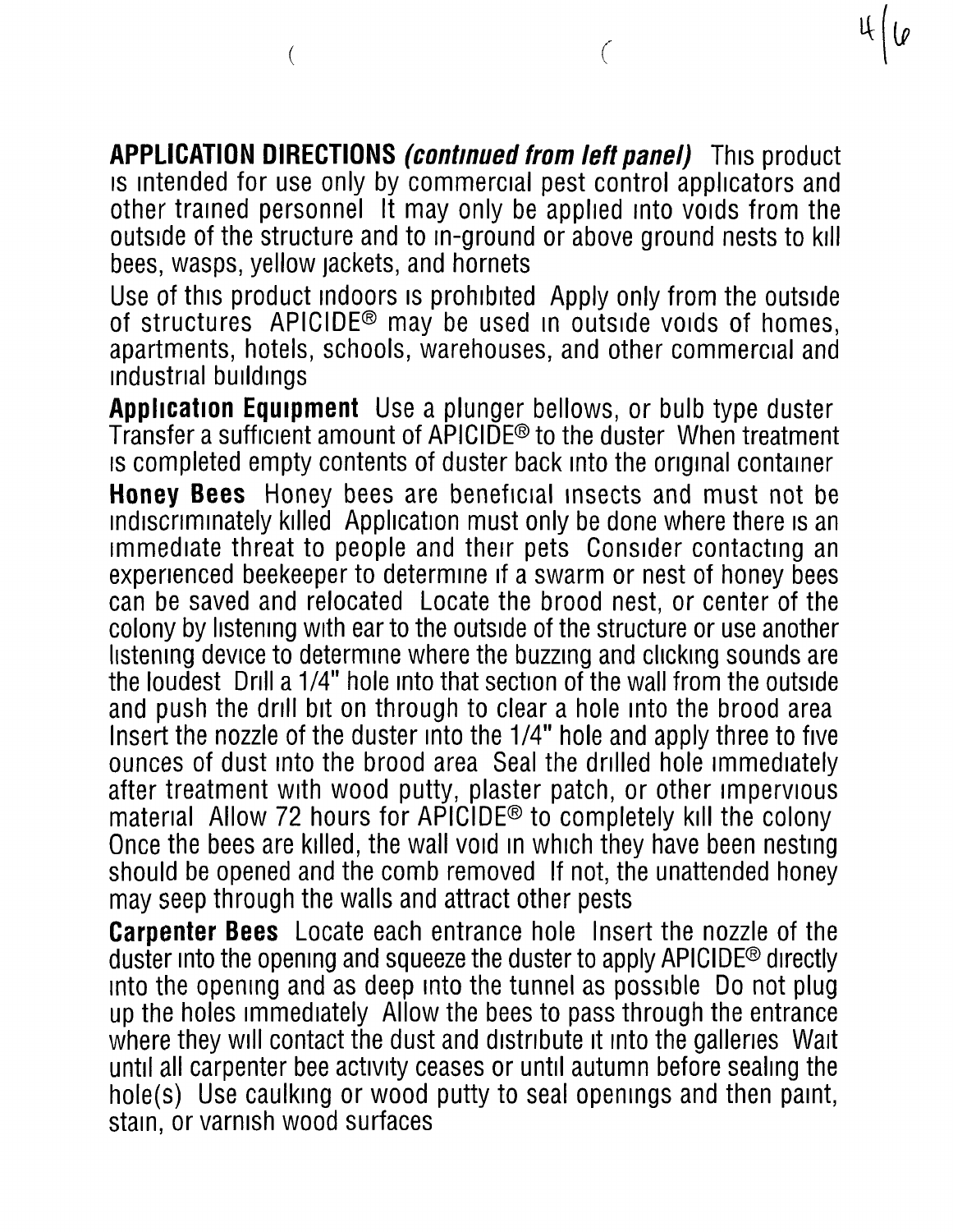**APPLICATION DIRECTIONS *(continued from left panel)*** This product is intended for use only by commercial pest control applicators and other trained personnel It may only be applied into voids from the outside of the structure and to in-ground or above ground nests to kill bees, wasps, yellow jackets, and hornets

Use of this product indoors is prohibited Apply only from the outside of structures APICIDE® may be used in outside voids of homes, apartments, hotels, schools, warehouses, and other commercial and industrial buildings

**Application Equipment** Use a plunger bellows, or bulb type duster Transfer a sufficient amount of APICIDE® to the duster When treatment is completed empty contents of duster back into the original container

**Honey Bees** Honey bees are beneficial insects and must not be indiscriminately killed Application must only be done where there is an immediate threat to people and their pets Consider contacting an experienced beekeeper to determine if a swarm or nest of honey bees can be saved and relocated Locate the brood nest, or center of the colony by listening with ear to the outside of the structure or use another listening device to determine where the buzzing and clicking sounds are the loudest Drill a 1/4" hole into that section of the wall from the outside and push the drill bit on through to clear a hole into the brood area Insert the nozzle of the duster into the 1/4" hole and apply three to five ounces of dust into the brood area Seal the drilled hole immediately after treatment with wood putty, plaster patch, or other impervious material Allow 72 hours for APICIDE® to completely kill the colony Once the bees are killed, the wall void in which they have been nesting should be opened and the comb removed If not, the unattended honey may seep through the walls and attract other pests

**Carpenter Bees** Locate each entrance hole Insert the nozzle of the duster into the opening and squeeze the duster to apply APICIDE® directly into the opening and as deep into the tunnel as possible Do not plug up the holes immediately Allow the bees to pass through the entrance where they will contact the dust and distribute it into the galleries Wait until all carpenter bee activity ceases or until autumn before sealing the hole(s) Use caulking or wood putty to seal openings and then paint, stain, or varnish wood surfaces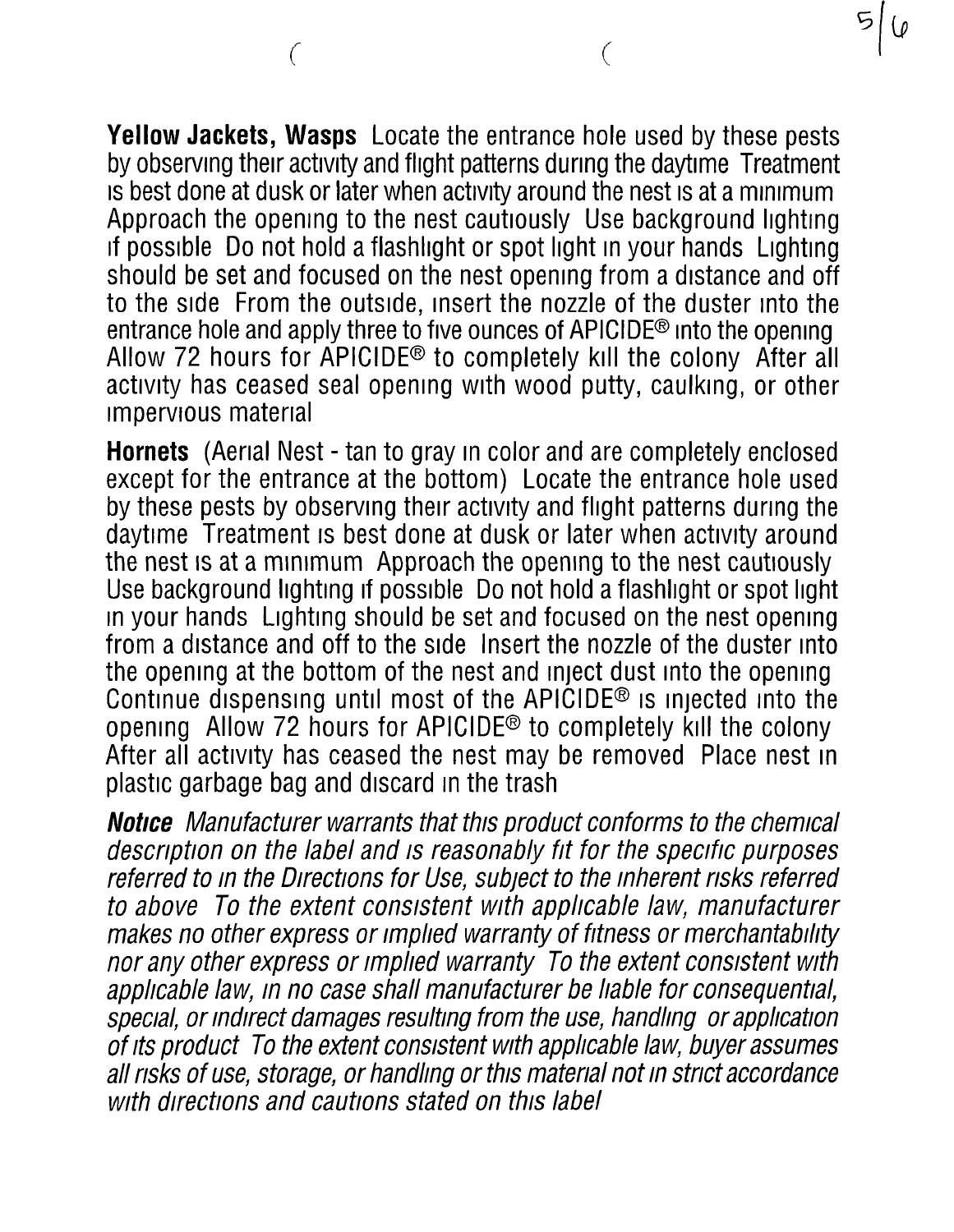**Yellow Jackets, Wasps** Locate the entrance hole used by these pests by observing their activity and flight patterns during the daytime Treatment is best done at dusk or later when activity around the nest is at a minimum Approach the opening to the nest cautiously Use background lighting if possible Do not hold a flashlight or spot light in your hands Lighting should be set and focused on the nest opening from a distance and off to the side From the outside, insert the nozzle of the duster into the entrance hole and apply three to five ounces of APICIDE® into the opening Allow 72 hours for APICIDE® to completely kill the colony After all activity has ceased seal opening with wood putty, caulking, or other impervious material

**Hornets** (Aerial Nest - tan to gray in color and are completely enclosed except for the entrance at the bottom) Locate the entrance hole used by these pests by observing their activity and flight patterns during the daytime Treatment is best done at dusk or later when activity around the nest is at a minimum Approach the opening to the nest cautiously Use background lighting if possible Do not hold a flashlight or spot light in your hands Lighting should be set and focused on the nest opening from a distance and off to the side Insert the nozzle of the duster into the opening at the bottom of the nest and inject dust into the opening Continue dispensing until most of the APICIDE® is injected into the opening Allow 72 hours for APICIDE® to completely kill the colony After all activity has ceased the nest may be removed Place nest in plastic garbage bag and discard in the trash

***Notice*** *Manufacturer warrants that this product conforms to the chemical description on the label and is reasonably fit for the specific purposes referred to in the Directions for Use, subject to the inherent risks referred to above To the extent consistent with applicable law, manufacturer makes no other express or implied warranty of fitness or merchantability nor any other express or implied warranty To the extent consistent with applicable law, in no case shall manufacturer be liable for consequential, special, or indirect damages resulting from the use, handling or application of its product To the extent consistent with applicable law, buyer assumes all risks of use, storage, or handling or this material not in strict accordance with directions and cautions stated on this label*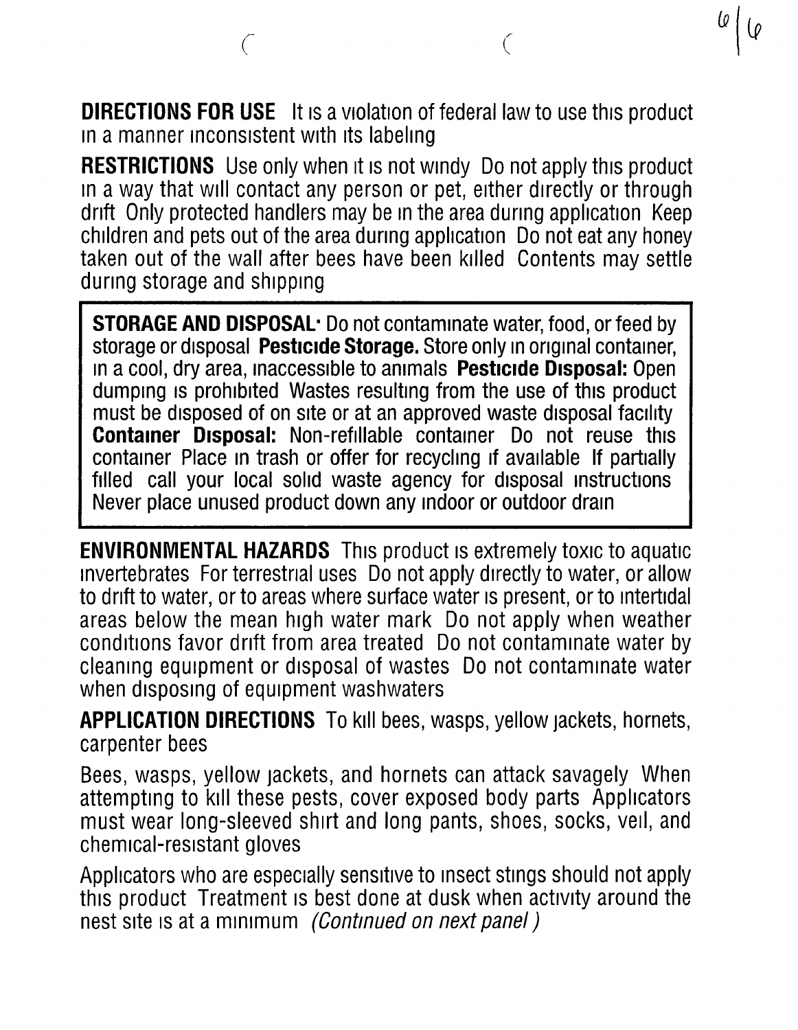**DIRECTIONS FOR USE** It is a violation of federal law to use this product in a manner inconsistent with its labeling

**RESTRICTIONS** Use only when it is not windy Do not apply this product in a way that will contact any person or pet, either directly or through drift Only protected handlers may be in the area during application Keep children and pets out of the area during application Do not eat any honey taken out of the wall after bees have been killed Contents may settle during storage and shipping

**STORAGE AND DISPOSAL·** Do not contaminate water, food, or feed by storage or disposal **Pesticide Storage.** Store only in original container, in a cool, dry area, inaccessible to animals **Pesticide Disposal:** Open dumping is prohibited Wastes resulting from the use of this product must be disposed of on site or at an approved waste disposal facility **Container Disposal:** Non-refillable container Do not reuse this container Place in trash or offer for recycling if available If partially filled call your local solid waste agency for disposal instructions Never place unused product down any indoor or outdoor drain

**ENVIRONMENTAL HAZARDS** This product is extremely toxic to aquatic invertebrates For terrestrial uses Do not apply directly to water, or allow to drift to water, or to areas where surface water is present, or to intertidal areas below the mean high water mark Do not apply when weather conditions favor drift from area treated Do not contaminate water by cleaning equipment or disposal of wastes Do not contaminate water when disposing of equipment washwaters

**APPLICATION DIRECTIONS** To kill bees, wasps, yellow jackets, hornets, carpenter bees

Bees, wasps, yellow jackets, and hornets can attack savagely When attempting to kill these pests, cover exposed body parts Applicators must wear long-sleeved shirt and long pants, shoes, socks, veil, and chemical-resistant gloves

Applicators who are especially sensitive to insect stings should not apply this product Treatment is best done at dusk when activity around the nest site is at a minimum *(Continued on next panel )*